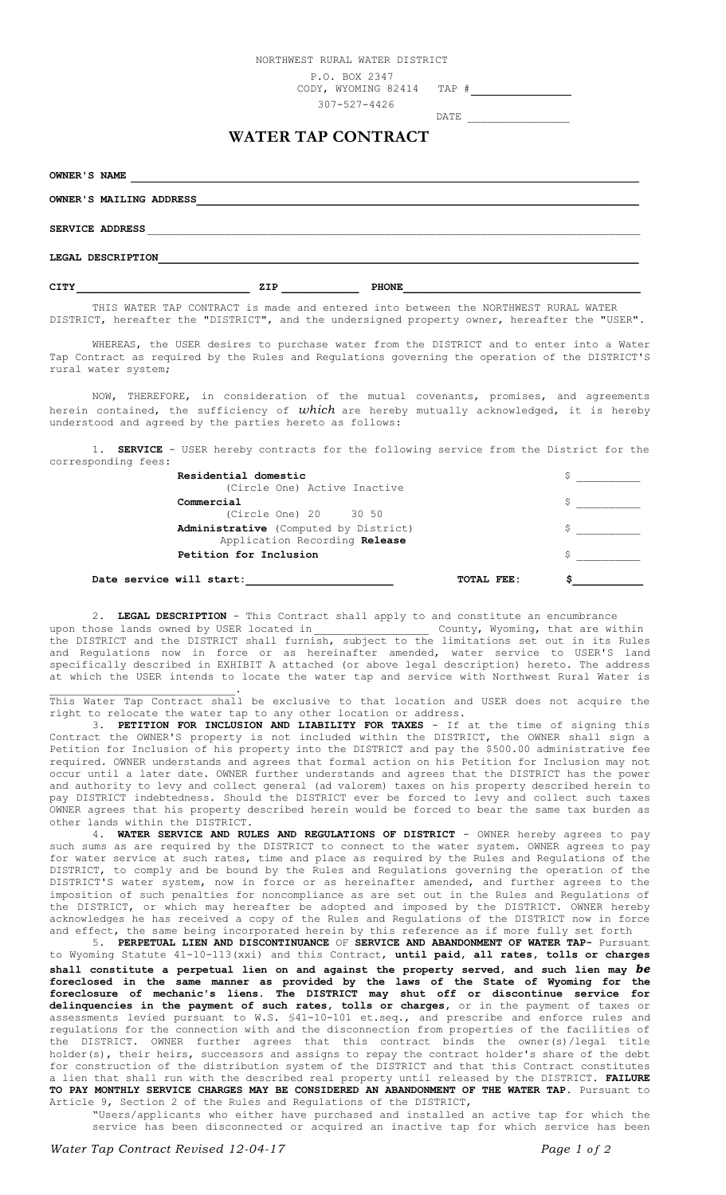NORTHWEST RURAL WATER DISTRICT
P.O. BOX 2347
CODY, WYOMING 82414 TAP # _______________
307-527-4426

DATE _______________

# WATER TAP CONTRACT

**OWNER'S NAME** ___________________________________________

**OWNER'S MAILING ADDRESS** ___________________________________________

**SERVICE ADDRESS** ___________________________________________

**LEGAL DESCRIPTION** ___________________________________________

**CITY** ____________________ **ZIP** __________ **PHONE** ____________________

THIS WATER TAP CONTRACT is made and entered into between the NORTHWEST RURAL WATER DISTRICT, hereafter the "DISTRICT", and the undersigned property owner, hereafter the "USER".

WHEREAS, the USER desires to purchase water from the DISTRICT and to enter into a Water Tap Contract as required by the Rules and Regulations governing the operation of the DISTRICT'S rural water system;

NOW, THEREFORE, in consideration of the mutual covenants, promises, and agreements herein contained, the sufficiency of *which* are hereby mutually acknowledged, it is hereby understood and agreed by the parties hereto as follows:

1. **SERVICE** - USER hereby contracts for the following service from the District for the corresponding fees:

| Service | Fee |
|---|---|
| **Residential domestic** (Circle One) Active Inactive | $ __________ |
| **Commercial** (Circle One) 20 30 50 | $ __________ |
| **Administrative** (Computed by District) Application Recording **Release** | $ __________ |
| **Petition for Inclusion** | $ __________ |
| **Date service will start:** ____________________ **TOTAL FEE:** | **$** __________ |

2. **LEGAL DESCRIPTION** - This Contract shall apply to and constitute an encumbrance upon those lands owned by USER located in _______________ County, Wyoming, that are within the DISTRICT and the DISTRICT shall furnish, subject to the limitations set out in its Rules and Regulations now in force or as hereinafter amended, water service to USER'S land specifically described in EXHIBIT A attached (or above legal description) hereto. The address at which the USER intends to locate the water tap and service with Northwest Rural Water is ____________________.

This Water Tap Contract shall be exclusive to that location and USER does not acquire the right to relocate the water tap to any other location or address.

3. **PETITION FOR INCLUSION AND LIABILITY FOR TAXES** - If at the time of signing this Contract the OWNER'S property is not included within the DISTRICT, the OWNER shall sign a Petition for Inclusion of his property into the DISTRICT and pay the $500.00 administrative fee required. OWNER understands and agrees that formal action on his Petition for Inclusion may not occur until a later date. OWNER further understands and agrees that the DISTRICT has the power and authority to levy and collect general (ad valorem) taxes on his property described herein to pay DISTRICT indebtedness. Should the DISTRICT ever be forced to levy and collect such taxes OWNER agrees that his property described herein would be forced to bear the same tax burden as other lands within the DISTRICT.

4. **WATER SERVICE AND RULES AND REGULATIONS OF DISTRICT** - OWNER hereby agrees to pay such sums as are required by the DISTRICT to connect to the water system. OWNER agrees to pay for water service at such rates, time and place as required by the Rules and Regulations of the DISTRICT, to comply and be bound by the Rules and Regulations governing the operation of the DISTRICT'S water system, now in force or as hereinafter amended, and further agrees to the imposition of such penalties for noncompliance as are set out in the Rules and Regulations of the DISTRICT, or which may hereafter be adopted and imposed by the DISTRICT. OWNER hereby acknowledges he has received a copy of the Rules and Regulations of the DISTRICT now in force and effect, the same being incorporated herein by this reference as if more fully set forth

5. **PERPETUAL LIEN AND DISCONTINUANCE** OF **SERVICE AND ABANDONMENT OF WATER TAP**- Pursuant to Wyoming Statute 41-10-113(xxi) and this Contract, **until paid, all rates, tolls or charges shall constitute a perpetual lien on and against the property served, and such lien may *be* foreclosed in the same manner as provided by the laws of the State of Wyoming for the foreclosure of mechanic's liens. The DISTRICT may shut off or discontinue service for delinquencies in the payment of such rates, tolls or charges,** or in the payment of taxes or assessments levied pursuant to W.S. §41-10-101 et.seq., and prescribe and enforce rules and regulations for the connection with and the disconnection from properties of the facilities of the DISTRICT. OWNER further agrees that this contract binds the owner(s)/legal title holder(s), their heirs, successors and assigns to repay the contract holder's share of the debt for construction of the distribution system of the DISTRICT and that this Contract constitutes a lien that shall run with the described real property until released by the DISTRICT. **FAILURE TO PAY MONTHLY SERVICE CHARGES MAY BE CONSIDERED AN ABANDONMENT OF THE WATER TAP.** Pursuant to Article 9, Section 2 of the Rules and Regulations of the DISTRICT,

"Users/applicants who either have purchased and installed an active tap for which the service has been disconnected or acquired an inactive tap for which service has been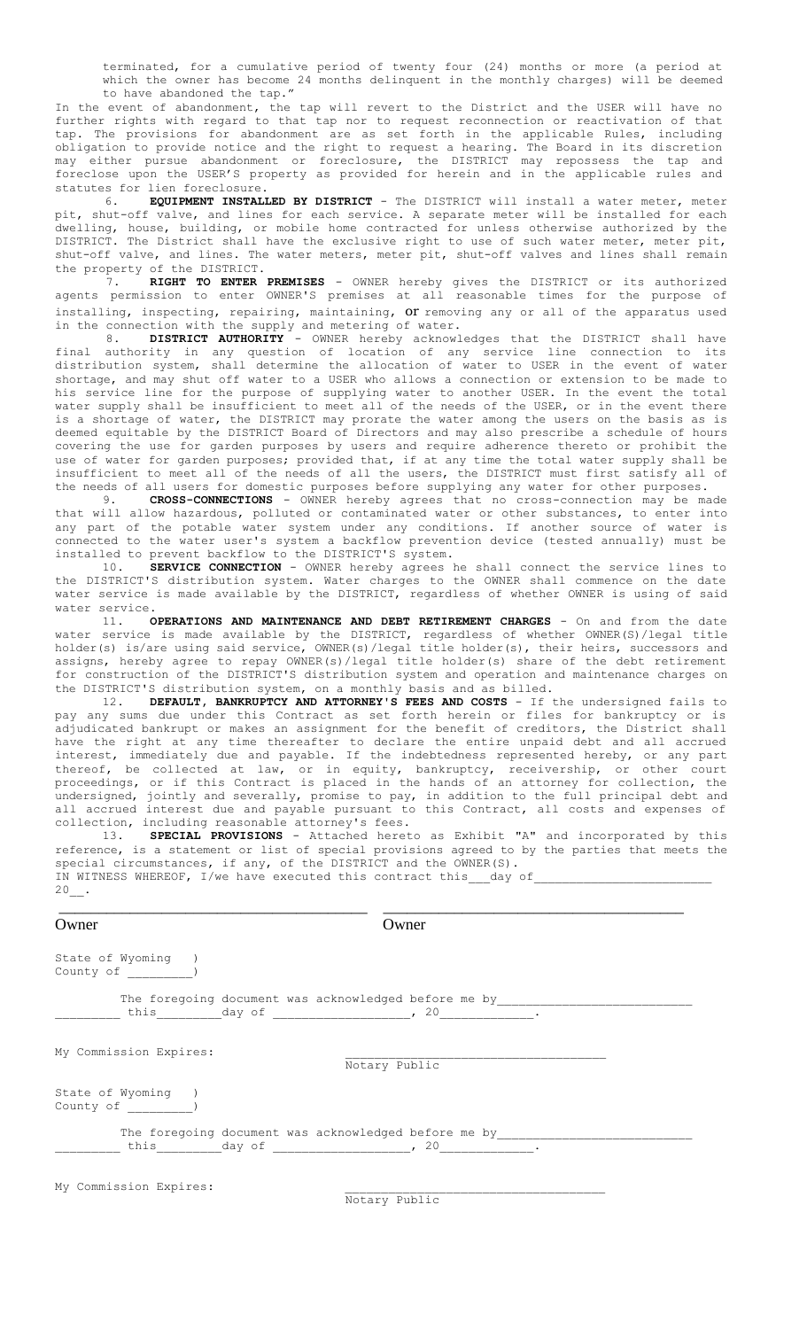terminated, for a cumulative period of twenty four (24) months or more (a period at which the owner has become 24 months delinquent in the monthly charges) will be deemed to have abandoned the tap."

In the event of abandonment, the tap will revert to the District and the USER will have no further rights with regard to that tap nor to request reconnection or reactivation of that tap. The provisions for abandonment are as set forth in the applicable Rules, including obligation to provide notice and the right to request a hearing. The Board in its discretion may either pursue abandonment or foreclosure, the DISTRICT may repossess the tap and foreclose upon the USER'S property as provided for herein and in the applicable rules and statutes for lien foreclosure.

6. **EQUIPMENT INSTALLED BY DISTRICT** - The DISTRICT will install a water meter, meter pit, shut-off valve, and lines for each service. A separate meter will be installed for each dwelling, house, building, or mobile home contracted for unless otherwise authorized by the DISTRICT. The District shall have the exclusive right to use of such water meter, meter pit, shut-off valve, and lines. The water meters, meter pit, shut-off valves and lines shall remain the property of the DISTRICT.

7. **RIGHT TO ENTER PREMISES** - OWNER hereby gives the DISTRICT or its authorized agents permission to enter OWNER'S premises at all reasonable times for the purpose of installing, inspecting, repairing, maintaining, or removing any or all of the apparatus used in the connection with the supply and metering of water.

8. **DISTRICT AUTHORITY** - OWNER hereby acknowledges that the DISTRICT shall have final authority in any question of location of any service line connection to its distribution system, shall determine the allocation of water to USER in the event of water shortage, and may shut off water to a USER who allows a connection or extension to be made to his service line for the purpose of supplying water to another USER. In the event the total water supply shall be insufficient to meet all of the needs of the USER, or in the event there is a shortage of water, the DISTRICT may prorate the water among the users on the basis as is deemed equitable by the DISTRICT Board of Directors and may also prescribe a schedule of hours covering the use for garden purposes by users and require adherence thereto or prohibit the use of water for garden purposes; provided that, if at any time the total water supply shall be insufficient to meet all of the needs of all the users, the DISTRICT must first satisfy all of the needs of all users for domestic purposes before supplying any water for other purposes.

9. **CROSS-CONNECTIONS** - OWNER hereby agrees that no cross-connection may be made that will allow hazardous, polluted or contaminated water or other substances, to enter into any part of the potable water system under any conditions. If another source of water is connected to the water user's system a backflow prevention device (tested annually) must be installed to prevent backflow to the DISTRICT'S system.

10. **SERVICE CONNECTION** - OWNER hereby agrees he shall connect the service lines to the DISTRICT'S distribution system. Water charges to the OWNER shall commence on the date water service is made available by the DISTRICT, regardless of whether OWNER is using of said water service.

11. **OPERATIONS AND MAINTENANCE AND DEBT RETIREMENT CHARGES** - On and from the date water service is made available by the DISTRICT, regardless of whether OWNER(S)/legal title holder(s) is/are using said service, OWNER(s)/legal title holder(s), their heirs, successors and assigns, hereby agree to repay OWNER(s)/legal title holder(s) share of the debt retirement for construction of the DISTRICT'S distribution system and operation and maintenance charges on the DISTRICT'S distribution system, on a monthly basis and as billed.

12. **DEFAULT, BANKRUPTCY AND ATTORNEY'S FEES AND COSTS** - If the undersigned fails to pay any sums due under this Contract as set forth herein or files for bankruptcy or is adjudicated bankrupt or makes an assignment for the benefit of creditors, the District shall have the right at any time thereafter to declare the entire unpaid debt and all accrued interest, immediately due and payable. If the indebtedness represented hereby, or any part thereof, be collected at law, or in equity, bankruptcy, receivership, or other court proceedings, or if this Contract is placed in the hands of an attorney for collection, the undersigned, jointly and severally, promise to pay, in addition to the full principal debt and all accrued interest due and payable pursuant to this Contract, all costs and expenses of collection, including reasonable attorney's fees.

13. **SPECIAL PROVISIONS** - Attached hereto as Exhibit "A" and incorporated by this reference, is a statement or list of special provisions agreed to by the parties that meets the special circumstances, if any, of the DISTRICT and the OWNER(S).

IN WITNESS WHEREOF, I/we have executed this contract this___day of________________________ 20__.

_____________________________________ _____________________________________

Owner Owner

State of Wyoming )
County of _________)

The foregoing document was acknowledged before me by__________________________ _________ this_________day of ___________________, 20_____________.

My Commission Expires: ___________________________________
Notary Public

State of Wyoming )
County of _________)

The foregoing document was acknowledged before me by__________________________ _________ this_________day of ___________________, 20_____________.

My Commission Expires: ___________________________________
Notary Public